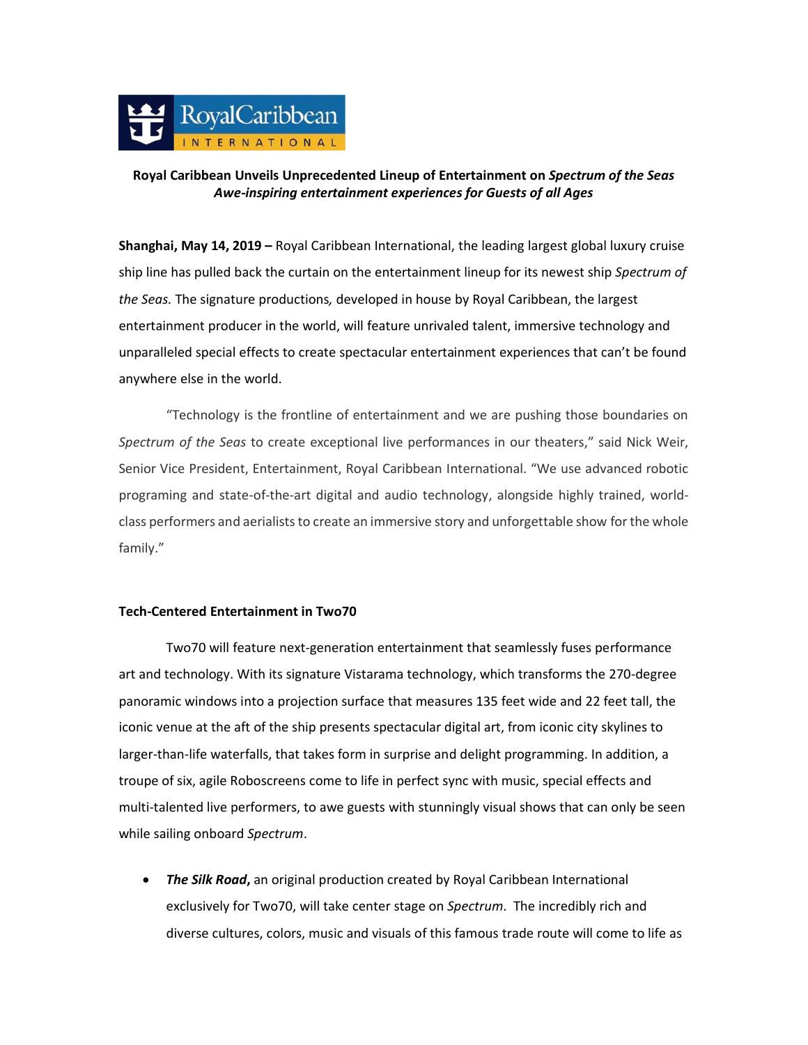**Royal Caribbean Unveils Unprecedented Lineup of Entertainment on *Spectrum of the Seas***
***Awe-inspiring entertainment experiences for Guests of all Ages***

**Shanghai, May 14, 2019 –** Royal Caribbean International, the leading largest global luxury cruise ship line has pulled back the curtain on the entertainment lineup for its newest ship *Spectrum of the Seas.* The signature productions*,* developed in house by Royal Caribbean, the largest entertainment producer in the world, will feature unrivaled talent, immersive technology and unparalleled special effects to create spectacular entertainment experiences that can't be found anywhere else in the world.

"Technology is the frontline of entertainment and we are pushing those boundaries on *Spectrum of the Seas* to create exceptional live performances in our theaters," said Nick Weir, Senior Vice President, Entertainment, Royal Caribbean International. "We use advanced robotic programing and state-of-the-art digital and audio technology, alongside highly trained, world-class performers and aerialists to create an immersive story and unforgettable show for the whole family."

**Tech-Centered Entertainment in Two70**

Two70 will feature next-generation entertainment that seamlessly fuses performance art and technology. With its signature Vistarama technology, which transforms the 270-degree panoramic windows into a projection surface that measures 135 feet wide and 22 feet tall, the iconic venue at the aft of the ship presents spectacular digital art, from iconic city skylines to larger-than-life waterfalls, that takes form in surprise and delight programming. In addition, a troupe of six, agile Roboscreens come to life in perfect sync with music, special effects and multi-talented live performers, to awe guests with stunningly visual shows that can only be seen while sailing onboard *Spectrum*.

- ***The Silk Road*****,** an original production created by Royal Caribbean International exclusively for Two70, will take center stage on *Spectrum*. The incredibly rich and diverse cultures, colors, music and visuals of this famous trade route will come to life as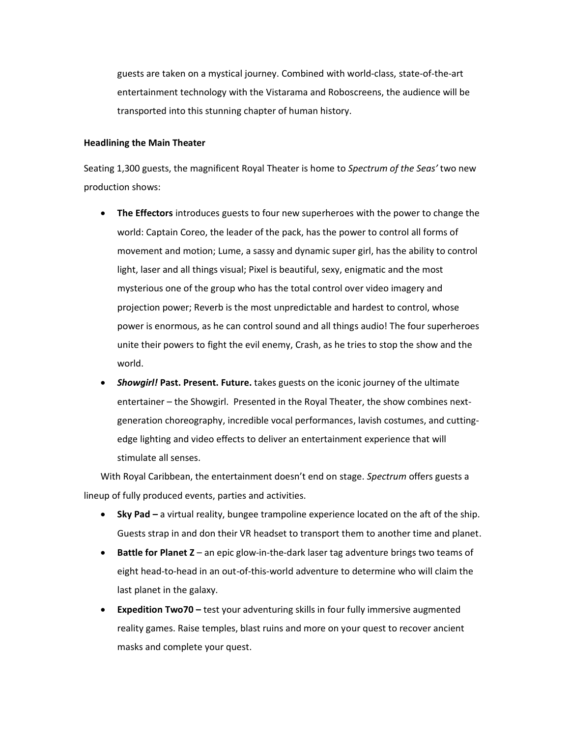guests are taken on a mystical journey. Combined with world-class, state-of-the-art entertainment technology with the Vistarama and Roboscreens, the audience will be transported into this stunning chapter of human history.

**Headlining the Main Theater**

Seating 1,300 guests, the magnificent Royal Theater is home to *Spectrum of the Seas'* two new production shows:

- **The Effectors** introduces guests to four new superheroes with the power to change the world: Captain Coreo, the leader of the pack, has the power to control all forms of movement and motion; Lume, a sassy and dynamic super girl, has the ability to control light, laser and all things visual; Pixel is beautiful, sexy, enigmatic and the most mysterious one of the group who has the total control over video imagery and projection power; Reverb is the most unpredictable and hardest to control, whose power is enormous, as he can control sound and all things audio! The four superheroes unite their powers to fight the evil enemy, Crash, as he tries to stop the show and the world.
- ***Showgirl!* Past. Present. Future.** takes guests on the iconic journey of the ultimate entertainer – the Showgirl. Presented in the Royal Theater, the show combines next-generation choreography, incredible vocal performances, lavish costumes, and cutting-edge lighting and video effects to deliver an entertainment experience that will stimulate all senses.

With Royal Caribbean, the entertainment doesn't end on stage. *Spectrum* offers guests a lineup of fully produced events, parties and activities.

- **Sky Pad –** a virtual reality, bungee trampoline experience located on the aft of the ship. Guests strap in and don their VR headset to transport them to another time and planet.
- **Battle for Planet Z** – an epic glow-in-the-dark laser tag adventure brings two teams of eight head-to-head in an out-of-this-world adventure to determine who will claim the last planet in the galaxy.
- **Expedition Two70 –** test your adventuring skills in four fully immersive augmented reality games. Raise temples, blast ruins and more on your quest to recover ancient masks and complete your quest.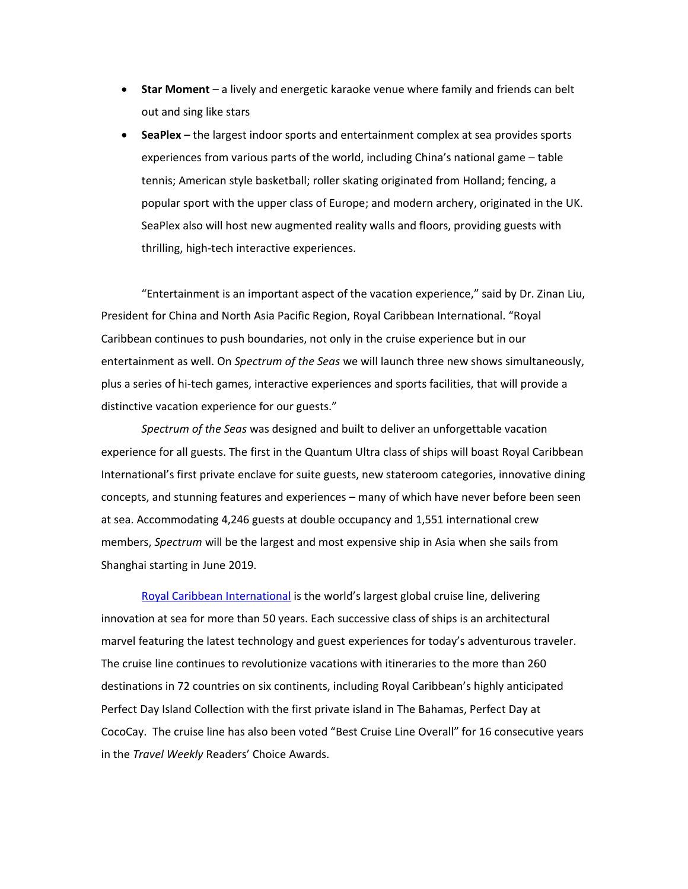- **Star Moment** – a lively and energetic karaoke venue where family and friends can belt out and sing like stars
- **SeaPlex** – the largest indoor sports and entertainment complex at sea provides sports experiences from various parts of the world, including China's national game – table tennis; American style basketball; roller skating originated from Holland; fencing, a popular sport with the upper class of Europe; and modern archery, originated in the UK. SeaPlex also will host new augmented reality walls and floors, providing guests with thrilling, high-tech interactive experiences.

"Entertainment is an important aspect of the vacation experience," said by Dr. Zinan Liu, President for China and North Asia Pacific Region, Royal Caribbean International. "Royal Caribbean continues to push boundaries, not only in the cruise experience but in our entertainment as well. On *Spectrum of the Seas* we will launch three new shows simultaneously, plus a series of hi-tech games, interactive experiences and sports facilities, that will provide a distinctive vacation experience for our guests."

*Spectrum of the Seas* was designed and built to deliver an unforgettable vacation experience for all guests. The first in the Quantum Ultra class of ships will boast Royal Caribbean International's first private enclave for suite guests, new stateroom categories, innovative dining concepts, and stunning features and experiences – many of which have never before been seen at sea. Accommodating 4,246 guests at double occupancy and 1,551 international crew members, *Spectrum* will be the largest and most expensive ship in Asia when she sails from Shanghai starting in June 2019.

Royal Caribbean International is the world's largest global cruise line, delivering innovation at sea for more than 50 years. Each successive class of ships is an architectural marvel featuring the latest technology and guest experiences for today's adventurous traveler. The cruise line continues to revolutionize vacations with itineraries to the more than 260 destinations in 72 countries on six continents, including Royal Caribbean's highly anticipated Perfect Day Island Collection with the first private island in The Bahamas, Perfect Day at CocoCay. The cruise line has also been voted "Best Cruise Line Overall" for 16 consecutive years in the *Travel Weekly* Readers' Choice Awards.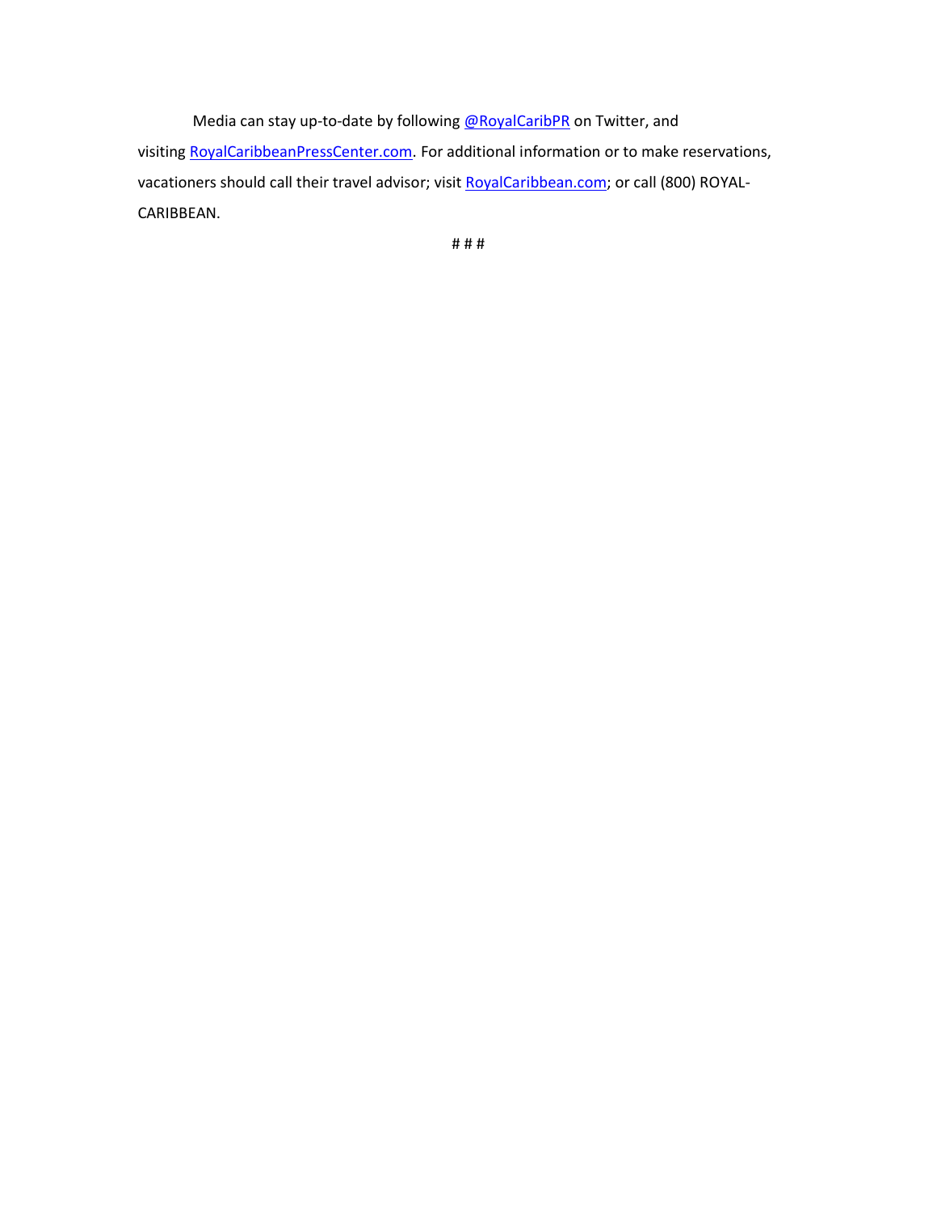Media can stay up-to-date by following @RoyalCaribPR on Twitter, and visiting RoyalCaribbeanPressCenter.com. For additional information or to make reservations, vacationers should call their travel advisor; visit RoyalCaribbean.com; or call (800) ROYAL-CARIBBEAN.

# # #